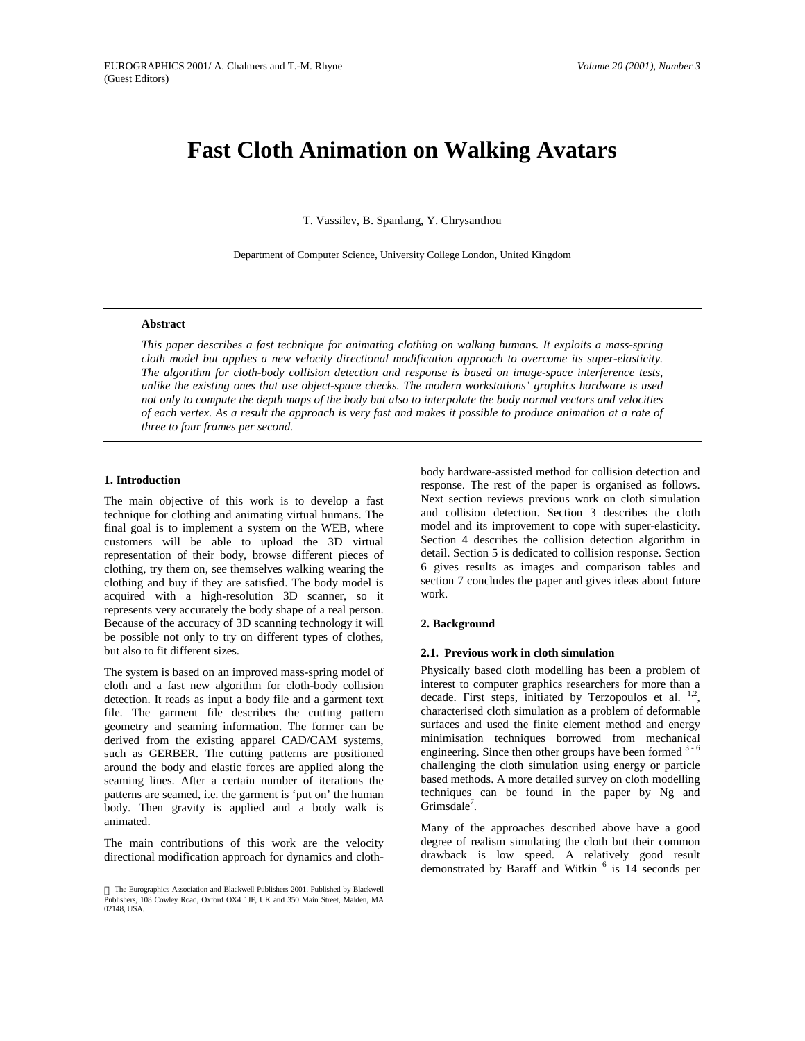# Fast Cloth Animation on Walking Avatars

T. Vassilev, B. Spanlang, Y. Chrysanthou

Department of Computer Science, University College London, United Kingdom

## Abstract

*This paper describes a fast technique for animating clothing on walking humans. It exploits a mass-spring cloth model but applies a new velocity directional modification approach to overcome its super-elasticity. The algorithm for cloth-body collision detection and response is based on image-space interference tests, unlike the existing ones that use object-space checks. The modern workstations' graphics hardware is used not only to compute the depth maps of the body but also to interpolate the body normal vectors and velocities of each vertex. As a result the approach is very fast and makes it possible to produce animation at a rate of three to four frames per second.*

## 1. Introduction

The main objective of this work is to develop a fast technique for clothing and animating virtual humans. The final goal is to implement a system on the WEB, where customers will be able to upload the 3D virtual representation of their body, browse different pieces of clothing, try them on, see themselves walking wearing the clothing and buy if they are satisfied. The body model is acquired with a high-resolution 3D scanner, so it represents very accurately the body shape of a real person. Because of the accuracy of 3D scanning technology it will be possible not only to try on different types of clothes, but also to fit different sizes.

The system is based on an improved mass-spring model of cloth and a fast new algorithm for cloth-body collision detection. It reads as input a body file and a garment text file. The garment file describes the cutting pattern geometry and seaming information. The former can be derived from the existing apparel CAD/CAM systems, such as GERBER. The cutting patterns are positioned around the body and elastic forces are applied along the seaming lines. After a certain number of iterations the patterns are seamed, i.e. the garment is 'put on' the human body. Then gravity is applied and a body walk is animated.

The main contributions of this work are the velocity directional modification approach for dynamics and cloth-body hardware-assisted method for collision detection and response. The rest of the paper is organised as follows. Next section reviews previous work on cloth simulation and collision detection. Section 3 describes the cloth model and its improvement to cope with super-elasticity. Section 4 describes the collision detection algorithm in detail. Section 5 is dedicated to collision response. Section 6 gives results as images and comparison tables and section 7 concludes the paper and gives ideas about future work.

## 2. Background

### 2.1. Previous work in cloth simulation

Physically based cloth modelling has been a problem of interest to computer graphics researchers for more than a decade. First steps, initiated by Terzopoulos et al. [1,2], characterised cloth simulation as a problem of deformable surfaces and used the finite element method and energy minimisation techniques borrowed from mechanical engineering. Since then other groups have been formed [3-6] challenging the cloth simulation using energy or particle based methods. A more detailed survey on cloth modelling techniques can be found in the paper by Ng and Grimsdale[7].

Many of the approaches described above have a good degree of realism simulating the cloth but their common drawback is low speed. A relatively good result demonstrated by Baraff and Witkin [6] is 14 seconds per

© The Eurographics Association and Blackwell Publishers 2001. Published by Blackwell Publishers, 108 Cowley Road, Oxford OX4 1JF, UK and 350 Main Street, Malden, MA 02148, USA.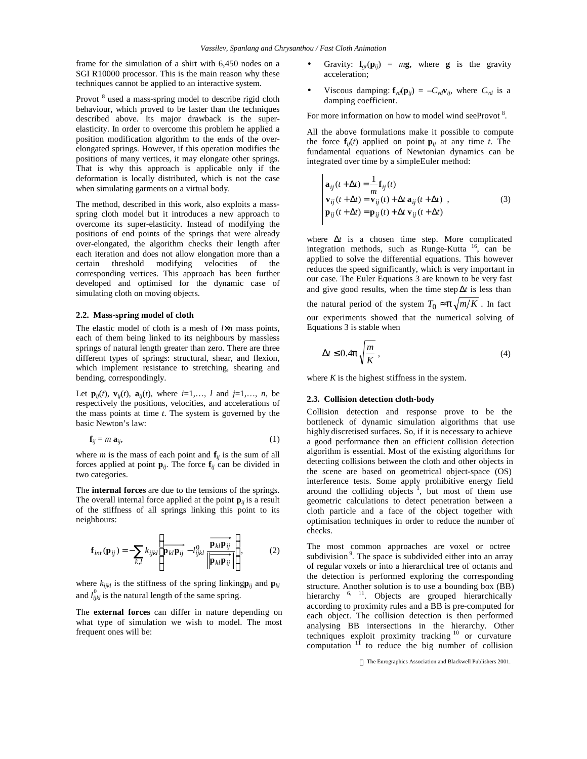frame for the simulation of a shirt with 6,450 nodes on a SGI R10000 processor. This is the main reason why these techniques cannot be applied to an interactive system.

Provot [8] used a mass-spring model to describe rigid cloth behaviour, which proved to be faster than the techniques described above. Its major drawback is the super-elasticity. In order to overcome this problem he applied a position modification algorithm to the ends of the over-elongated springs. However, if this operation modifies the positions of many vertices, it may elongate other springs. That is why this approach is applicable only if the deformation is locally distributed, which is not the case when simulating garments on a virtual body.

The method, described in this work, also exploits a mass-spring cloth model but it introduces a new approach to overcome its super-elasticity. Instead of modifying the positions of end points of the springs that were already over-elongated, the algorithm checks their length after each iteration and does not allow elongation more than a certain threshold modifying velocities of the corresponding vertices. This approach has been further developed and optimised for the dynamic case of simulating cloth on moving objects.

### 2.2. Mass-spring model of cloth

The elastic model of cloth is a mesh of $l \times n$ mass points, each of them being linked to its neighbours by massless springs of natural length greater than zero. There are three different types of springs: structural, shear, and flexion, which implement resistance to stretching, shearing and bending, correspondingly.

Let $\mathbf{p}_{ij}(t)$, $\mathbf{v}_{ij}(t)$, $\mathbf{a}_{ij}(t)$, where $i=1,\ldots, l$ and $j=1,\ldots, n$, be respectively the positions, velocities, and accelerations of the mass points at time $t$. The system is governed by the basic Newton's law:

$$\mathbf{f}_{ij} = m\,\mathbf{a}_{ij}, \tag{1}$$

where $m$ is the mass of each point and $\mathbf{f}_{ij}$ is the sum of all forces applied at point $\mathbf{p}_{ij}$. The force $\mathbf{f}_{ij}$ can be divided in two categories.

The **internal forces** are due to the tensions of the springs. The overall internal force applied at the point $\mathbf{p}_{ij}$ is a result of the stiffness of all springs linking this point to its neighbours:

$$\mathbf{f}_{int}(\mathbf{p}_{ij}) = -\sum_{k,l} k_{ijkl}\left(\overrightarrow{\mathbf{p}_{kl}\mathbf{p}_{ij}} - l^{0}_{ijkl}\frac{\overrightarrow{\mathbf{p}_{kl}\mathbf{p}_{ij}}}{\left\|\overrightarrow{\mathbf{p}_{kl}\mathbf{p}_{ij}}\right\|}\right), \tag{2}$$

where $k_{ijkl}$ is the stiffness of the spring linking $\mathbf{p}_{ij}$ and $\mathbf{p}_{kl}$ and $l^{0}_{ijkl}$ is the natural length of the same spring.

The **external forces** can differ in nature depending on what type of simulation we wish to model. The most frequent ones will be:

- Gravity: $\mathbf{f}_{gr}(\mathbf{p}_{ij}) = m\mathbf{g}$, where $\mathbf{g}$ is the gravity acceleration;
- Viscous damping: $\mathbf{f}_{vd}(\mathbf{p}_{ij}) = -C_{vd}\mathbf{v}_{ij}$, where $C_{vd}$ is a damping coefficient.

For more information on how to model wind see Provot [8].

All the above formulations make it possible to compute the force $\mathbf{f}_{ij}(t)$ applied on point $\mathbf{p}_{ij}$ at any time $t$. The fundamental equations of Newtonian dynamics can be integrated over time by a simple Euler method:

$$\left|\begin{array}{l} \mathbf{a}_{ij}(t+\Delta t) = \dfrac{1}{m}\mathbf{f}_{ij}(t) \\ \mathbf{v}_{ij}(t+\Delta t) = \mathbf{v}_{ij}(t) + \Delta t\,\mathbf{a}_{ij}(t+\Delta t) \\ \mathbf{p}_{ij}(t+\Delta t) = \mathbf{p}_{ij}(t) + \Delta t\,\mathbf{v}_{ij}(t+\Delta t) \end{array}\right. , \tag{3}$$

where $\Delta t$ is a chosen time step. More complicated integration methods, such as Runge-Kutta [16], can be applied to solve the differential equations. This however reduces the speed significantly, which is very important in our case. The Euler Equations 3 are known to be very fast and give good results, when the time step $\Delta t$ is less than the natural period of the system $T_0 \approx \pi\sqrt{m/K}$. In fact our experiments showed that the numerical solving of Equations 3 is stable when

$$\Delta t \le 0.4\pi\sqrt{\frac{m}{K}}\ , \tag{4}$$

where $K$ is the highest stiffness in the system.

### 2.3. Collision detection cloth-body

Collision detection and response prove to be the bottleneck of dynamic simulation algorithms that use highly discretised surfaces. So, if it is necessary to achieve a good performance then an efficient collision detection algorithm is essential. Most of the existing algorithms for detecting collisions between the cloth and other objects in the scene are based on geometrical object-space (OS) interference tests. Some apply prohibitive energy field around the colliding objects [1], but most of them use geometric calculations to detect penetration between a cloth particle and a face of the object together with optimisation techniques in order to reduce the number of checks.

The most common approaches are voxel or octree subdivision [9]. The space is subdivided either into an array of regular voxels or into a hierarchical tree of octants and the detection is performed exploring the corresponding structure. Another solution is to use a bounding box (BB) hierarchy [6, 11]. Objects are grouped hierarchically according to proximity rules and a BB is pre-computed for each object. The collision detection is then performed analysing BB intersections in the hierarchy. Other techniques exploit proximity tracking [10] or curvature computation [11] to reduce the big number of collision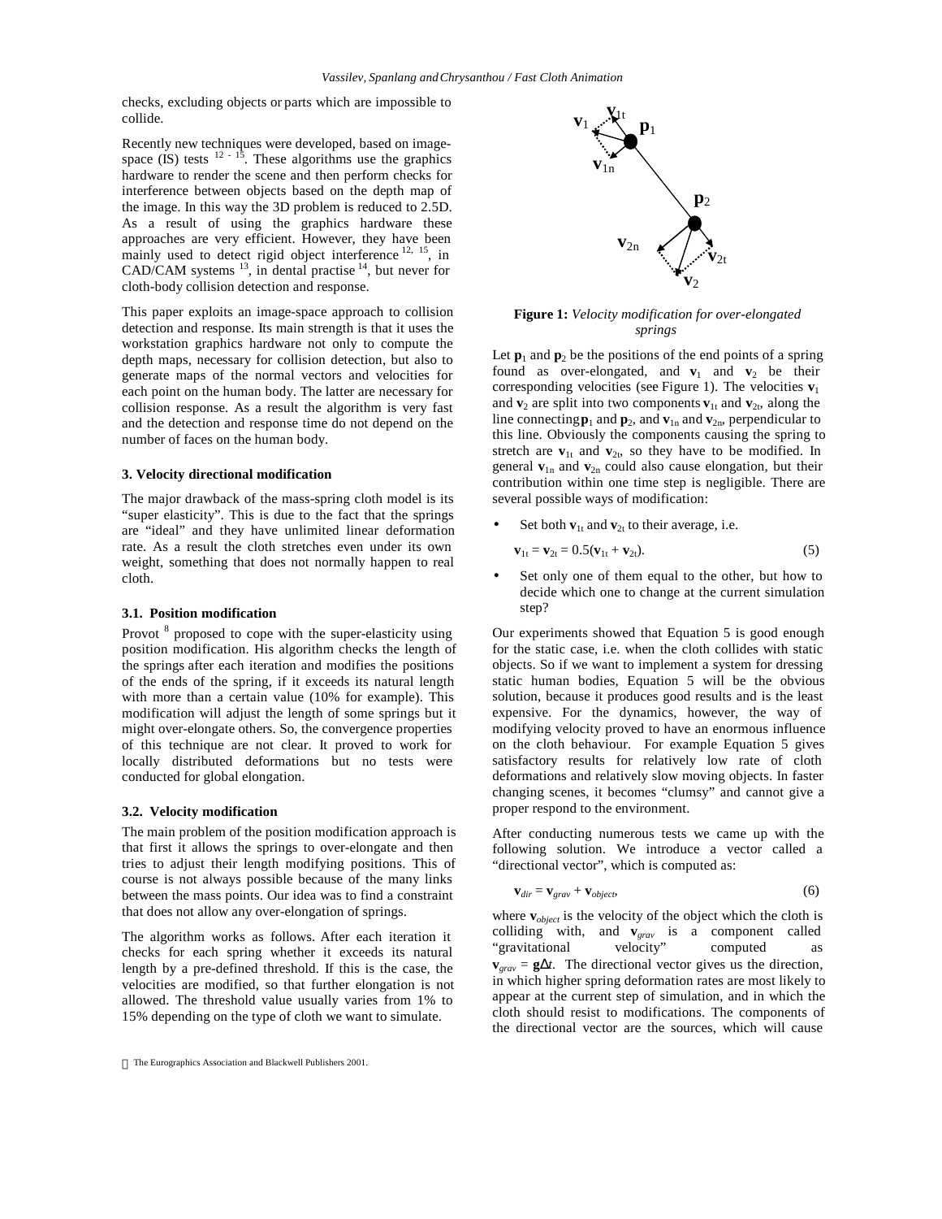checks, excluding objects or parts which are impossible to collide.

Recently new techniques were developed, based on image-space (IS) tests [12 - 15]. These algorithms use the graphics hardware to render the scene and then perform checks for interference between objects based on the depth map of the image. In this way the 3D problem is reduced to 2.5D. As a result of using the graphics hardware these approaches are very efficient. However, they have been mainly used to detect rigid object interference [12, 15], in CAD/CAM systems [13], in dental practise [14], but never for cloth-body collision detection and response.

This paper exploits an image-space approach to collision detection and response. Its main strength is that it uses the workstation graphics hardware not only to compute the depth maps, necessary for collision detection, but also to generate maps of the normal vectors and velocities for each point on the human body. The latter are necessary for collision response. As a result the algorithm is very fast and the detection and response time do not depend on the number of faces on the human body.

### 3. Velocity directional modification

The major drawback of the mass-spring cloth model is its "super elasticity". This is due to the fact that the springs are "ideal" and they have unlimited linear deformation rate. As a result the cloth stretches even under its own weight, something that does not normally happen to real cloth.

#### 3.1. Position modification

Provot [8] proposed to cope with the super-elasticity using position modification. His algorithm checks the length of the springs after each iteration and modifies the positions of the ends of the spring, if it exceeds its natural length with more than a certain value (10% for example). This modification will adjust the length of some springs but it might over-elongate others. So, the convergence properties of this technique are not clear. It proved to work for locally distributed deformations but no tests were conducted for global elongation.

#### 3.2. Velocity modification

The main problem of the position modification approach is that first it allows the springs to over-elongate and then tries to adjust their length modifying positions. This of course is not always possible because of the many links between the mass points. Our idea was to find a constraint that does not allow any over-elongation of springs.

The algorithm works as follows. After each iteration it checks for each spring whether it exceeds its natural length by a pre-defined threshold. If this is the case, the velocities are modified, so that further elongation is not allowed. The threshold value usually varies from 1% to 15% depending on the type of cloth we want to simulate.

**Figure 1:** *Velocity modification for over-elongated springs*

Let $\mathbf{p}_1$ and $\mathbf{p}_2$ be the positions of the end points of a spring found as over-elongated, and $\mathbf{v}_1$ and $\mathbf{v}_2$ be their corresponding velocities (see Figure 1). The velocities $\mathbf{v}_1$ and $\mathbf{v}_2$ are split into two components $\mathbf{v}_{1t}$ and $\mathbf{v}_{2t}$, along the line connecting $\mathbf{p}_1$ and $\mathbf{p}_2$, and $\mathbf{v}_{1n}$ and $\mathbf{v}_{2n}$, perpendicular to this line. Obviously the components causing the spring to stretch are $\mathbf{v}_{1t}$ and $\mathbf{v}_{2t}$, so they have to be modified. In general $\mathbf{v}_{1n}$ and $\mathbf{v}_{2n}$ could also cause elongation, but their contribution within one time step is negligible. There are several possible ways of modification:

- Set both $\mathbf{v}_{1t}$ and $\mathbf{v}_{2t}$ to their average, i.e.

$$\mathbf{v}_{1t} = \mathbf{v}_{2t} = 0.5(\mathbf{v}_{1t} + \mathbf{v}_{2t}). \tag{5}$$

- Set only one of them equal to the other, but how to decide which one to change at the current simulation step?

Our experiments showed that Equation 5 is good enough for the static case, i.e. when the cloth collides with static objects. So if we want to implement a system for dressing static human bodies, Equation 5 will be the obvious solution, because it produces good results and is the least expensive. For the dynamics, however, the way of modifying velocity proved to have an enormous influence on the cloth behaviour. For example Equation 5 gives satisfactory results for relatively low rate of cloth deformations and relatively slow moving objects. In faster changing scenes, it becomes "clumsy" and cannot give a proper respond to the environment.

After conducting numerous tests we came up with the following solution. We introduce a vector called a "directional vector", which is computed as:

$$\mathbf{v}_{dir} = \mathbf{v}_{grav} + \mathbf{v}_{object}, \tag{6}$$

where $\mathbf{v}_{object}$ is the velocity of the object which the cloth is colliding with, and $\mathbf{v}_{grav}$ is a component called "gravitational velocity" computed as $\mathbf{v}_{grav} = \mathbf{g}\Delta t$. The directional vector gives us the direction, in which higher spring deformation rates are most likely to appear at the current step of simulation, and in which the cloth should resist to modifications. The components of the directional vector are the sources, which will cause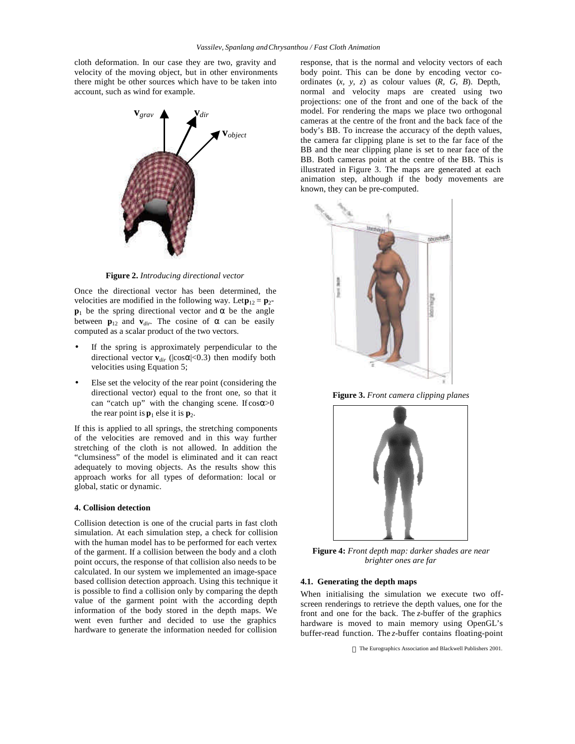cloth deformation. In our case they are two, gravity and velocity of the moving object, but in other environments there might be other sources which have to be taken into account, such as wind for example.

**Figure 2.** *Introducing directional vector*

Once the directional vector has been determined, the velocities are modified in the following way. Let $\mathbf{p}_{12} = \mathbf{p}_2 - \mathbf{p}_1$ be the spring directional vector and $\alpha$ be the angle between $\mathbf{p}_{12}$ and $\mathbf{v}_{dir}$. The cosine of $\alpha$ can be easily computed as a scalar product of the two vectors.

- If the spring is approximately perpendicular to the directional vector $\mathbf{v}_{dir}$ ($|\cos\alpha|<0.3$) then modify both velocities using Equation 5;
- Else set the velocity of the rear point (considering the directional vector) equal to the front one, so that it can "catch up" with the changing scene. If $\cos\alpha>0$ the rear point is $\mathbf{p}_1$ else it is $\mathbf{p}_2$.

If this is applied to all springs, the stretching components of the velocities are removed and in this way further stretching of the cloth is not allowed. In addition the "clumsiness" of the model is eliminated and it can react adequately to moving objects. As the results show this approach works for all types of deformation: local or global, static or dynamic.

#### 4. Collision detection

Collision detection is one of the crucial parts in fast cloth simulation. At each simulation step, a check for collision with the human model has to be performed for each vertex of the garment. If a collision between the body and a cloth point occurs, the response of that collision also needs to be calculated. In our system we implemented an image-space based collision detection approach. Using this technique it is possible to find a collision only by comparing the depth value of the garment point with the according depth information of the body stored in the depth maps. We went even further and decided to use the graphics hardware to generate the information needed for collision response, that is the normal and velocity vectors of each body point. This can be done by encoding vector co-ordinates ($x$, $y$, $z$) as colour values ($R$, $G$, $B$). Depth, normal and velocity maps are created using two projections: one of the front and one of the back of the model. For rendering the maps we place two orthogonal cameras at the centre of the front and the back face of the body's BB. To increase the accuracy of the depth values, the camera far clipping plane is set to the far face of the BB and the near clipping plane is set to near face of the BB. Both cameras point at the centre of the BB. This is illustrated in Figure 3. The maps are generated at each animation step, although if the body movements are known, they can be pre-computed.

**Figure 3.** *Front camera clipping planes*

**Figure 4:** *Front depth map: darker shades are near brighter ones are far*

##### 4.1. Generating the depth maps

When initialising the simulation we execute two off-screen renderings to retrieve the depth values, one for the front and one for the back. The $z$-buffer of the graphics hardware is moved to main memory using OpenGL's buffer-read function. The $z$-buffer contains floating-point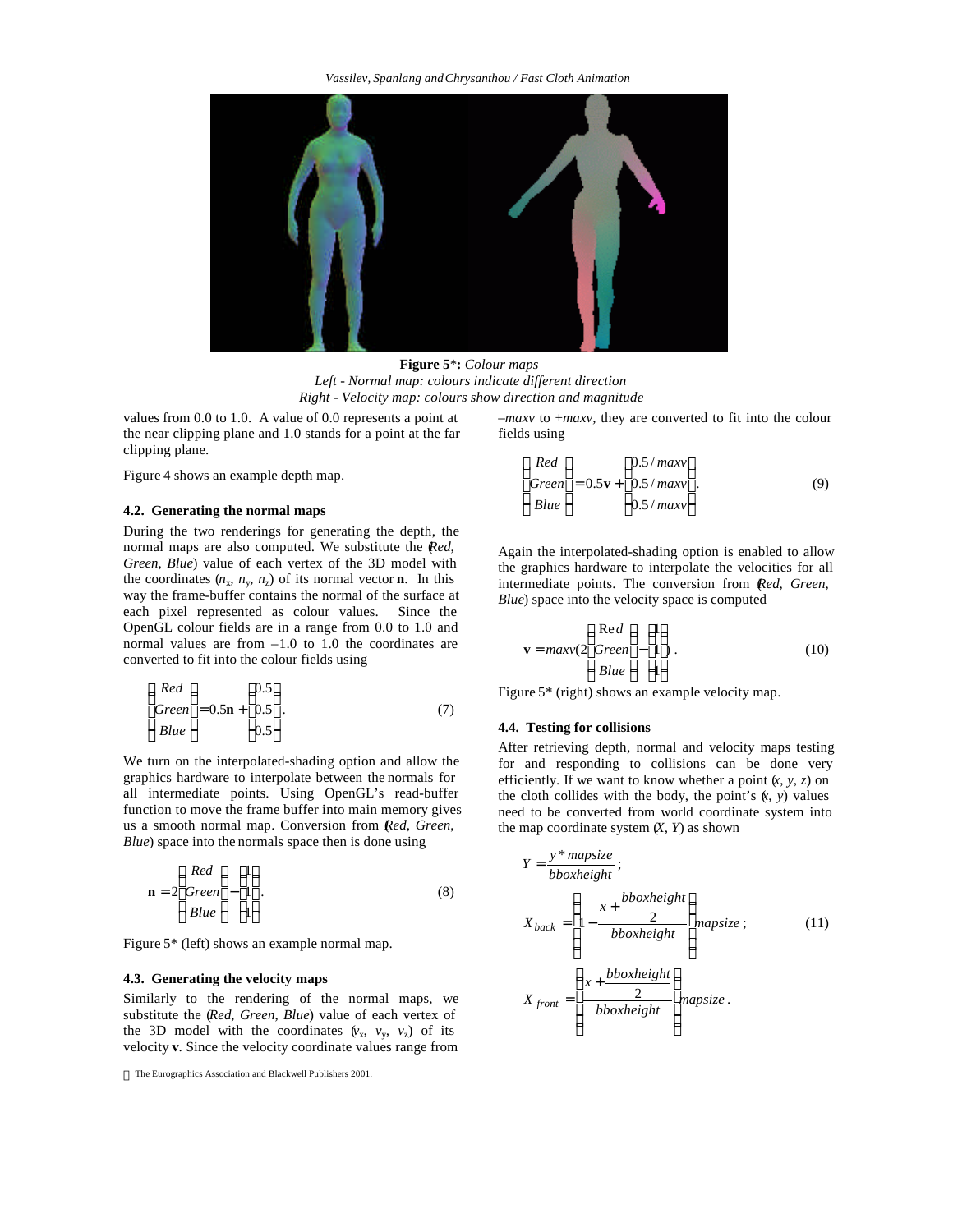**Figure 5***: *Colour maps*
*Left - Normal map: colours indicate different direction*
*Right - Velocity map: colours show direction and magnitude*

values from 0.0 to 1.0. A value of 0.0 represents a point at the near clipping plane and 1.0 stands for a point at the far clipping plane.

Figure 4 shows an example depth map.

### 4.2. Generating the normal maps

During the two renderings for generating the depth, the normal maps are also computed. We substitute the (*Red*, *Green*, *Blue*) value of each vertex of the 3D model with the coordinates ($n_x$, $n_y$, $n_z$) of its normal vector **n**. In this way the frame-buffer contains the normal of the surface at each pixel represented as colour values. Since the OpenGL colour fields are in a range from 0.0 to 1.0 and normal values are from –1.0 to 1.0 the coordinates are converted to fit into the colour fields using

$$\begin{pmatrix} Red \\ Green \\ Blue \end{pmatrix} = 0.5\mathbf{n} + \begin{pmatrix} 0.5 \\ 0.5 \\ 0.5 \end{pmatrix}. \tag{7}$$

We turn on the interpolated-shading option and allow the graphics hardware to interpolate between the normals for all intermediate points. Using OpenGL's read-buffer function to move the frame buffer into main memory gives us a smooth normal map. Conversion from (*Red*, *Green*, *Blue*) space into the normals space then is done using

$$\mathbf{n} = 2\begin{pmatrix} Red \\ Green \\ Blue \end{pmatrix} - \begin{pmatrix} 1 \\ 1 \\ 1 \end{pmatrix}. \tag{8}$$

Figure 5* (left) shows an example normal map.

### 4.3. Generating the velocity maps

Similarly to the rendering of the normal maps, we substitute the (*Red*, *Green*, *Blue*) value of each vertex of the 3D model with the coordinates ($v_x$, $v_y$, $v_z$) of its velocity **v**. Since the velocity coordinate values range from $-maxv$ to $+maxv$, they are converted to fit into the colour fields using

$$\begin{pmatrix} Red \\ Green \\ Blue \end{pmatrix} = 0.5\mathbf{v} + \begin{pmatrix} 0.5/maxv \\ 0.5/maxv \\ 0.5/maxv \end{pmatrix}. \tag{9}$$

Again the interpolated-shading option is enabled to allow the graphics hardware to interpolate the velocities for all intermediate points. The conversion from (*Red*, *Green*, *Blue*) space into the velocity space is computed

$$\mathbf{v} = maxv\left(2\begin{pmatrix} Red \\ Green \\ Blue \end{pmatrix} - \begin{pmatrix} 1 \\ 1 \\ 1 \end{pmatrix}\right). \tag{10}$$

Figure 5* (right) shows an example velocity map.

### 4.4. Testing for collisions

After retrieving depth, normal and velocity maps testing for and responding to collisions can be done very efficiently. If we want to know whether a point ($x$, $y$, $z$) on the cloth collides with the body, the point's ($x$, $y$) values need to be converted from world coordinate system into the map coordinate system ($X$, $Y$) as shown

$$\begin{aligned} Y &= \frac{y * mapsize}{bboxheight}; \\ X_{back} &= \left(1 - \frac{x + \frac{bboxheight}{2}}{bboxheight}\right) mapsize; \\ X_{front} &= \left(\frac{x + \frac{bboxheight}{2}}{bboxheight}\right) mapsize. \end{aligned} \tag{11}$$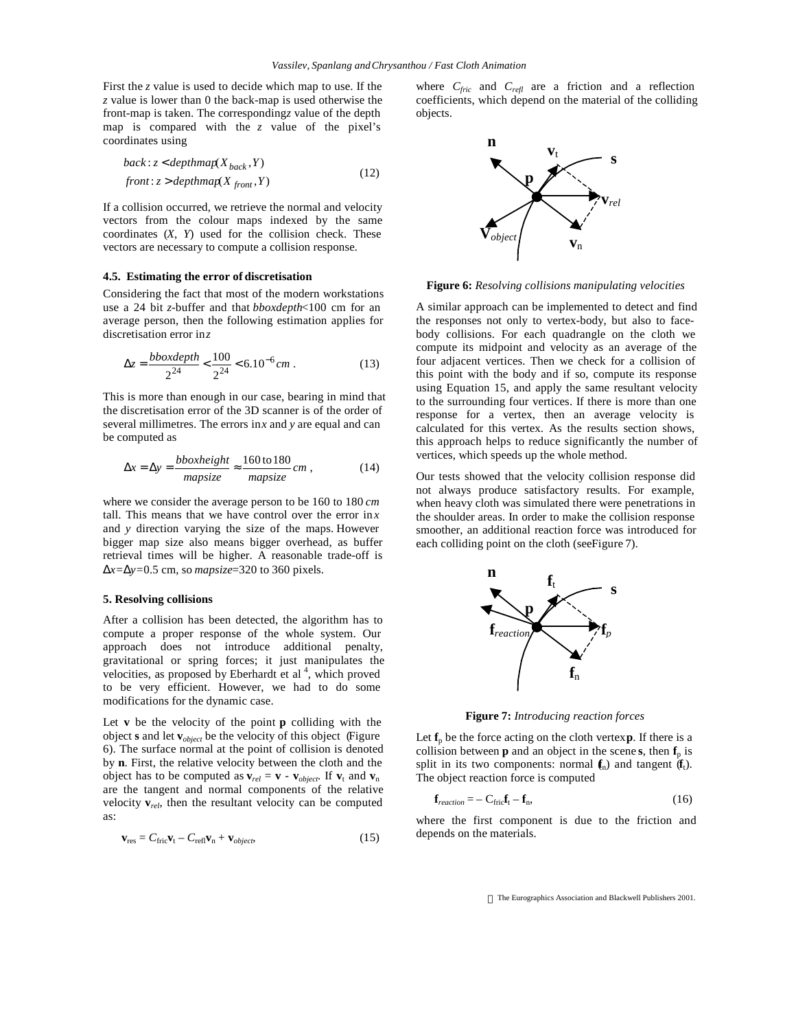First the $z$ value is used to decide which map to use. If the $z$ value is lower than 0 the back-map is used otherwise the front-map is taken. The corresponding $z$ value of the depth map is compared with the $z$ value of the pixel's coordinates using

$$\begin{aligned} back &: z < depthmap(X_{back}, Y) \\ front &: z > depthmap(X_{front}, Y) \end{aligned} \tag{12}$$

If a collision occurred, we retrieve the normal and velocity vectors from the colour maps indexed by the same coordinates ($X$, $Y$) used for the collision check. These vectors are necessary to compute a collision response.

### 4.5. Estimating the error of discretisation

Considering the fact that most of the modern workstations use a 24 bit $z$-buffer and that $bboxdepth$<100 cm for an average person, then the following estimation applies for discretisation error in $z$

$$\Delta z = \frac{bboxdepth}{2^{24}} < \frac{100}{2^{24}} < 6.10^{-6} cm . \tag{13}$$

This is more than enough in our case, bearing in mind that the discretisation error of the 3D scanner is of the order of several millimetres. The errors in $x$ and $y$ are equal and can be computed as

$$\Delta x = \Delta y = \frac{bboxheight}{mapsize} \approx \frac{160 \text{ to } 180}{mapsize} cm , \tag{14}$$

where we consider the average person to be 160 to 180 *cm* tall. This means that we have control over the error in $x$ and $y$ direction varying the size of the maps. However bigger map size also means bigger overhead, as buffer retrieval times will be higher. A reasonable trade-off is $\Delta x = \Delta y = 0.5$ cm, so $mapsize$=320 to 360 pixels.

## 5. Resolving collisions

After a collision has been detected, the algorithm has to compute a proper response of the whole system. Our approach does not introduce additional penalty, gravitational or spring forces; it just manipulates the velocities, as proposed by Eberhardt et al [4], which proved to be very efficient. However, we had to do some modifications for the dynamic case.

Let $\mathbf{v}$ be the velocity of the point $\mathbf{p}$ colliding with the object $\mathbf{s}$ and let $\mathbf{v}_{object}$ be the velocity of this object (Figure 6). The surface normal at the point of collision is denoted by $\mathbf{n}$. First, the relative velocity between the cloth and the object has to be computed as $\mathbf{v}_{rel} = \mathbf{v} - \mathbf{v}_{object}$. If $\mathbf{v}_t$ and $\mathbf{v}_n$ are the tangent and normal components of the relative velocity $\mathbf{v}_{rel}$, then the resultant velocity can be computed as:

$$\mathbf{v}_{res} = C_{fric}\mathbf{v}_t - C_{refl}\mathbf{v}_n + \mathbf{v}_{object}, \tag{15}$$

where $C_{fric}$ and $C_{refl}$ are a friction and a reflection coefficients, which depend on the material of the colliding objects.

**Figure 6:** *Resolving collisions manipulating velocities*

A similar approach can be implemented to detect and find the responses not only to vertex-body, but also to face-body collisions. For each quadrangle on the cloth we compute its midpoint and velocity as an average of the four adjacent vertices. Then we check for a collision of this point with the body and if so, compute its response using Equation 15, and apply the same resultant velocity to the surrounding four vertices. If there is more than one response for a vertex, then an average velocity is calculated for this vertex. As the results section shows, this approach helps to reduce significantly the number of vertices, which speeds up the whole method.

Our tests showed that the velocity collision response did not always produce satisfactory results. For example, when heavy cloth was simulated there were penetrations in the shoulder areas. In order to make the collision response smoother, an additional reaction force was introduced for each colliding point on the cloth (see Figure 7).

**Figure 7:** *Introducing reaction forces*

Let $\mathbf{f}_p$ be the force acting on the cloth vertex $\mathbf{p}$. If there is a collision between $\mathbf{p}$ and an object in the scene $\mathbf{s}$, then $\mathbf{f}_p$ is split in its two components: normal ($\mathbf{f}_n$) and tangent ($\mathbf{f}_t$). The object reaction force is computed

$$\mathbf{f}_{reaction} = -C_{fric}\mathbf{f}_t - \mathbf{f}_n, \tag{16}$$

where the first component is due to the friction and depends on the materials.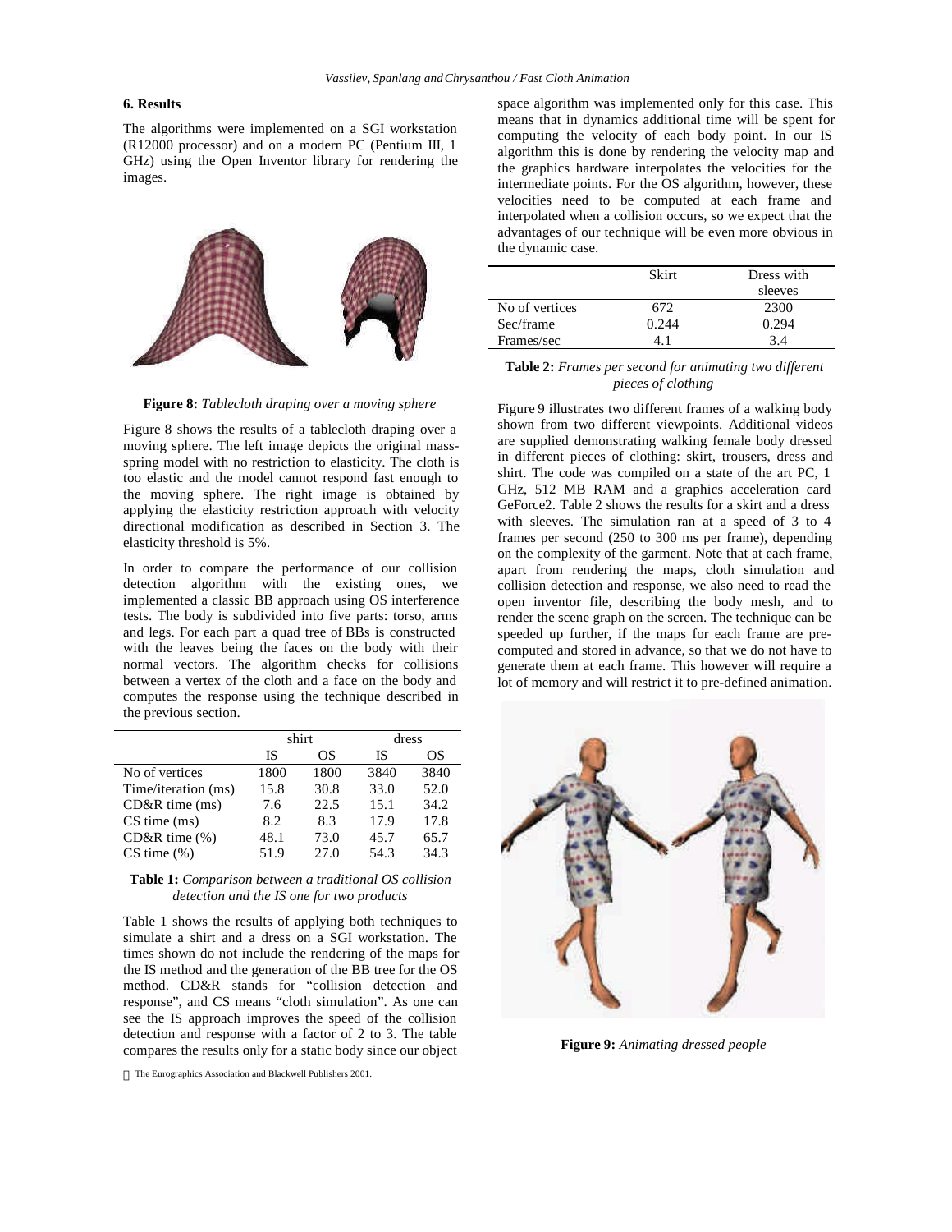## 6. Results

The algorithms were implemented on a SGI workstation (R12000 processor) and on a modern PC (Pentium III, 1 GHz) using the Open Inventor library for rendering the images.

**Figure 8:** *Tablecloth draping over a moving sphere*

Figure 8 shows the results of a tablecloth draping over a moving sphere. The left image depicts the original mass-spring model with no restriction to elasticity. The cloth is too elastic and the model cannot respond fast enough to the moving sphere. The right image is obtained by applying the elasticity restriction approach with velocity directional modification as described in Section 3. The elasticity threshold is 5%.

In order to compare the performance of our collision detection algorithm with the existing ones, we implemented a classic BB approach using OS interference tests. The body is subdivided into five parts: torso, arms and legs. For each part a quad tree of BBs is constructed with the leaves being the faces on the body with their normal vectors. The algorithm checks for collisions between a vertex of the cloth and a face on the body and computes the response using the technique described in the previous section.

| | shirt | | dress | |
|---|---|---|---|---|
| | IS | OS | IS | OS |
| No of vertices | 1800 | 1800 | 3840 | 3840 |
| Time/iteration (ms) | 15.8 | 30.8 | 33.0 | 52.0 |
| CD&R time (ms) | 7.6 | 22.5 | 15.1 | 34.2 |
| CS time (ms) | 8.2 | 8.3 | 17.9 | 17.8 |
| CD&R time (%) | 48.1 | 73.0 | 45.7 | 65.7 |
| CS time (%) | 51.9 | 27.0 | 54.3 | 34.3 |

**Table 1:** *Comparison between a traditional OS collision detection and the IS one for two products*

Table 1 shows the results of applying both techniques to simulate a shirt and a dress on a SGI workstation. The times shown do not include the rendering of the maps for the IS method and the generation of the BB tree for the OS method. CD&R stands for "collision detection and response", and CS means "cloth simulation". As one can see the IS approach improves the speed of the collision detection and response with a factor of 2 to 3. The table compares the results only for a static body since our object space algorithm was implemented only for this case. This means that in dynamics additional time will be spent for computing the velocity of each body point. In our IS algorithm this is done by rendering the velocity map and the graphics hardware interpolates the velocities for the intermediate points. For the OS algorithm, however, these velocities need to be computed at each frame and interpolated when a collision occurs, so we expect that the advantages of our technique will be even more obvious in the dynamic case.

| | Skirt | Dress with sleeves |
|---|---|---|
| No of vertices | 672 | 2300 |
| Sec/frame | 0.244 | 0.294 |
| Frames/sec | 4.1 | 3.4 |

**Table 2:** *Frames per second for animating two different pieces of clothing*

Figure 9 illustrates two different frames of a walking body shown from two different viewpoints. Additional videos are supplied demonstrating walking female body dressed in different pieces of clothing: skirt, trousers, dress and shirt. The code was compiled on a state of the art PC, 1 GHz, 512 MB RAM and a graphics acceleration card GeForce2. Table 2 shows the results for a skirt and a dress with sleeves. The simulation ran at a speed of 3 to 4 frames per second (250 to 300 ms per frame), depending on the complexity of the garment. Note that at each frame, apart from rendering the maps, cloth simulation and collision detection and response, we also need to read the open inventor file, describing the body mesh, and to render the scene graph on the screen. The technique can be speeded up further, if the maps for each frame are pre-computed and stored in advance, so that we do not have to generate them at each frame. This however will require a lot of memory and will restrict it to pre-defined animation.

**Figure 9:** *Animating dressed people*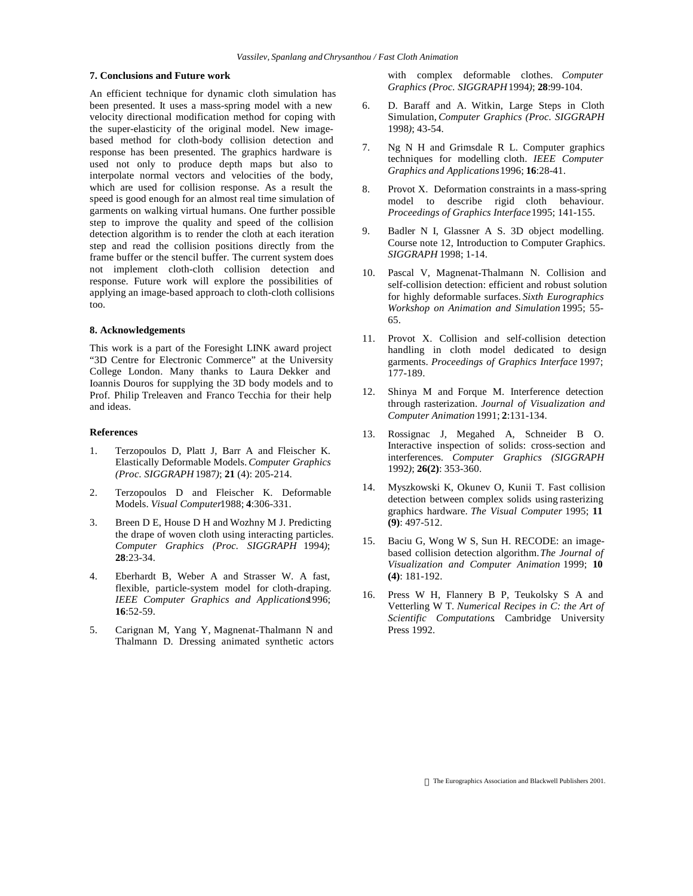### 7. Conclusions and Future work

An efficient technique for dynamic cloth simulation has been presented. It uses a mass-spring model with a new velocity directional modification method for coping with the super-elasticity of the original model. New image-based method for cloth-body collision detection and response has been presented. The graphics hardware is used not only to produce depth maps but also to interpolate normal vectors and velocities of the body, which are used for collision response. As a result the speed is good enough for an almost real time simulation of garments on walking virtual humans. One further possible step to improve the quality and speed of the collision detection algorithm is to render the cloth at each iteration step and read the collision positions directly from the frame buffer or the stencil buffer. The current system does not implement cloth-cloth collision detection and response. Future work will explore the possibilities of applying an image-based approach to cloth-cloth collisions too.

### 8. Acknowledgements

This work is a part of the Foresight LINK award project "3D Centre for Electronic Commerce" at the University College London. Many thanks to Laura Dekker and Ioannis Douros for supplying the 3D body models and to Prof. Philip Treleaven and Franco Tecchia for their help and ideas.

### References

1. Terzopoulos D, Platt J, Barr A and Fleischer K. Elastically Deformable Models. *Computer Graphics (Proc. SIGGRAPH* 1987*)*; **21** (4): 205-214.
2. Terzopoulos D and Fleischer K. Deformable Models. *Visual Computer* 1988; **4**:306-331.
3. Breen D E, House D H and Wozhny M J. Predicting the drape of woven cloth using interacting particles. *Computer Graphics (Proc. SIGGRAPH* 1994*)*; **28**:23-34.
4. Eberhardt B, Weber A and Strasser W. A fast, flexible, particle-system model for cloth-draping. *IEEE Computer Graphics and Applications* 1996; **16**:52-59.
5. Carignan M, Yang Y, Magnenat-Thalmann N and Thalmann D. Dressing animated synthetic actors with complex deformable clothes. *Computer Graphics (Proc. SIGGRAPH* 1994*)*; **28**:99-104.
6. D. Baraff and A. Witkin, Large Steps in Cloth Simulation, *Computer Graphics (Proc. SIGGRAPH* 1998*)*; 43-54.
7. Ng N H and Grimsdale R L. Computer graphics techniques for modelling cloth. *IEEE Computer Graphics and Applications* 1996; **16**:28-41.
8. Provot X. Deformation constraints in a mass-spring model to describe rigid cloth behaviour. *Proceedings of Graphics Interface* 1995; 141-155.
9. Badler N I, Glassner A S. 3D object modelling. Course note 12, Introduction to Computer Graphics. *SIGGRAPH* 1998; 1-14.
10. Pascal V, Magnenat-Thalmann N. Collision and self-collision detection: efficient and robust solution for highly deformable surfaces. *Sixth Eurographics Workshop on Animation and Simulation* 1995; 55-65.
11. Provot X. Collision and self-collision detection handling in cloth model dedicated to design garments. *Proceedings of Graphics Interface* 1997; 177-189.
12. Shinya M and Forque M. Interference detection through rasterization. *Journal of Visualization and Computer Animation* 1991; **2**:131-134.
13. Rossignac J, Megahed A, Schneider B O. Interactive inspection of solids: cross-section and interferences. *Computer Graphics (SIGGRAPH* 1992*)*; **26(2)**: 353-360.
14. Myszkowski K, Okunev O, Kunii T. Fast collision detection between complex solids using rasterizing graphics hardware. *The Visual Computer* 1995; **11 (9)**: 497-512.
15. Baciu G, Wong W S, Sun H. RECODE: an image-based collision detection algorithm. *The Journal of Visualization and Computer Animation* 1999; **10 (4)**: 181-192.
16. Press W H, Flannery B P, Teukolsky S A and Vetterling W T. *Numerical Recipes in C: the Art of Scientific Computations*. Cambridge University Press 1992.